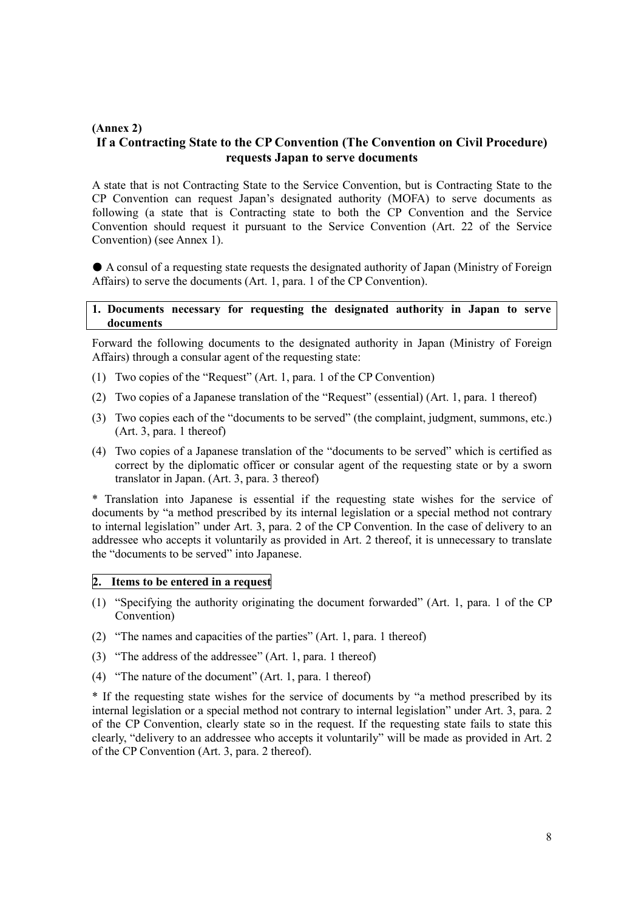**(Annex 2)**

## If a Contracting State to the CP Convention (The Convention on Civil Procedure) requests Japan to serve documents

A state that is not Contracting State to the Service Convention, but is Contracting State to the CP Convention can request Japan's designated authority (MOFA) to serve documents as following (a state that is Contracting state to both the CP Convention and the Service Convention should request it pursuant to the Service Convention (Art. 22 of the Service Convention) (see Annex 1).

● A consul of a requesting state requests the designated authority of Japan (Ministry of Foreign Affairs) to serve the documents (Art. 1, para. 1 of the CP Convention).

### 1. Documents necessary for requesting the designated authority in Japan to serve documents

Forward the following documents to the designated authority in Japan (Ministry of Foreign Affairs) through a consular agent of the requesting state:

(1) Two copies of the "Request" (Art. 1, para. 1 of the CP Convention)

(2) Two copies of a Japanese translation of the "Request" (essential) (Art. 1, para. 1 thereof)

(3) Two copies each of the "documents to be served" (the complaint, judgment, summons, etc.) (Art. 3, para. 1 thereof)

(4) Two copies of a Japanese translation of the "documents to be served" which is certified as correct by the diplomatic officer or consular agent of the requesting state or by a sworn translator in Japan. (Art. 3, para. 3 thereof)

* Translation into Japanese is essential if the requesting state wishes for the service of documents by "a method prescribed by its internal legislation or a special method not contrary to internal legislation" under Art. 3, para. 2 of the CP Convention. In the case of delivery to an addressee who accepts it voluntarily as provided in Art. 2 thereof, it is unnecessary to translate the "documents to be served" into Japanese.

### 2. Items to be entered in a request

(1) "Specifying the authority originating the document forwarded" (Art. 1, para. 1 of the CP Convention)

(2) "The names and capacities of the parties" (Art. 1, para. 1 thereof)

(3) "The address of the addressee" (Art. 1, para. 1 thereof)

(4) "The nature of the document" (Art. 1, para. 1 thereof)

* If the requesting state wishes for the service of documents by "a method prescribed by its internal legislation or a special method not contrary to internal legislation" under Art. 3, para. 2 of the CP Convention, clearly state so in the request. If the requesting state fails to state this clearly, "delivery to an addressee who accepts it voluntarily" will be made as provided in Art. 2 of the CP Convention (Art. 3, para. 2 thereof).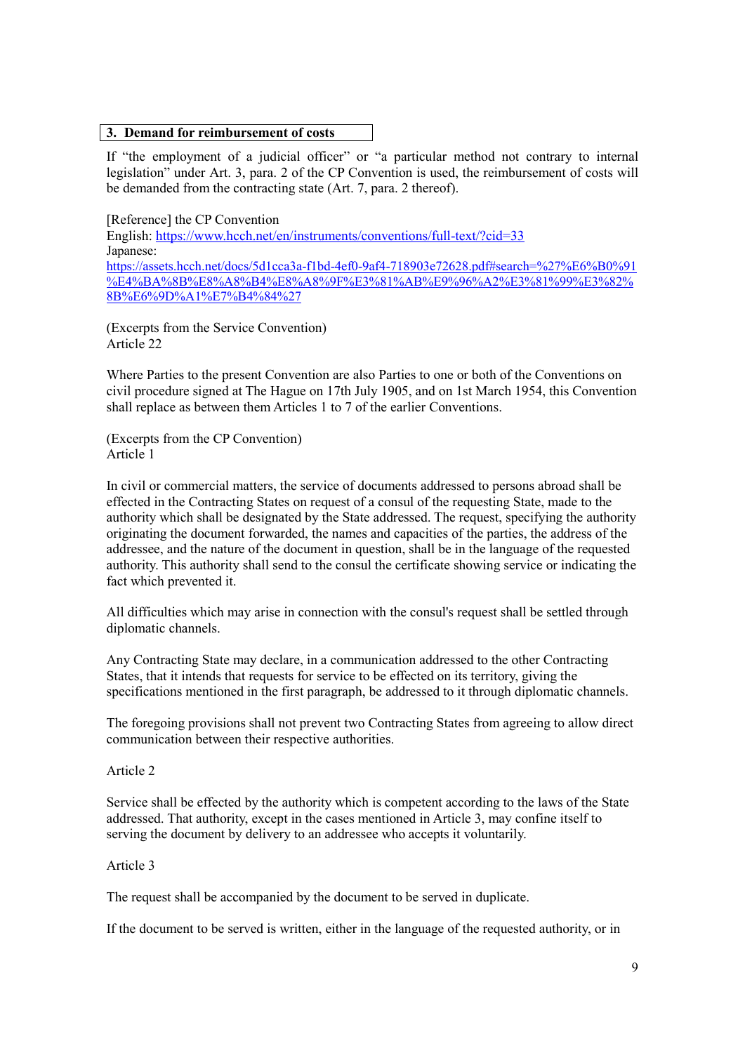### 3. Demand for reimbursement of costs

If “the employment of a judicial officer” or “a particular method not contrary to internal legislation” under Art. 3, para. 2 of the CP Convention is used, the reimbursement of costs will be demanded from the contracting state (Art. 7, para. 2 thereof).

[Reference] the CP Convention
English: https://www.hcch.net/en/instruments/conventions/full-text/?cid=33
Japanese:
https://assets.hcch.net/docs/5d1cca3a-f1bd-4ef0-9af4-718903e72628.pdf#search=%27%E6%B0%91%E4%BA%8B%E8%A8%B4%E8%A8%9F%E3%81%AB%E9%96%A2%E3%81%99%E3%82%8B%E6%9D%A1%E7%B4%84%27

(Excerpts from the Service Convention)
Article 22

Where Parties to the present Convention are also Parties to one or both of the Conventions on civil procedure signed at The Hague on 17th July 1905, and on 1st March 1954, this Convention shall replace as between them Articles 1 to 7 of the earlier Conventions.

(Excerpts from the CP Convention)
Article 1

In civil or commercial matters, the service of documents addressed to persons abroad shall be effected in the Contracting States on request of a consul of the requesting State, made to the authority which shall be designated by the State addressed. The request, specifying the authority originating the document forwarded, the names and capacities of the parties, the address of the addressee, and the nature of the document in question, shall be in the language of the requested authority. This authority shall send to the consul the certificate showing service or indicating the fact which prevented it.

All difficulties which may arise in connection with the consul's request shall be settled through diplomatic channels.

Any Contracting State may declare, in a communication addressed to the other Contracting States, that it intends that requests for service to be effected on its territory, giving the specifications mentioned in the first paragraph, be addressed to it through diplomatic channels.

The foregoing provisions shall not prevent two Contracting States from agreeing to allow direct communication between their respective authorities.

Article 2

Service shall be effected by the authority which is competent according to the laws of the State addressed. That authority, except in the cases mentioned in Article 3, may confine itself to serving the document by delivery to an addressee who accepts it voluntarily.

Article 3

The request shall be accompanied by the document to be served in duplicate.

If the document to be served is written, either in the language of the requested authority, or in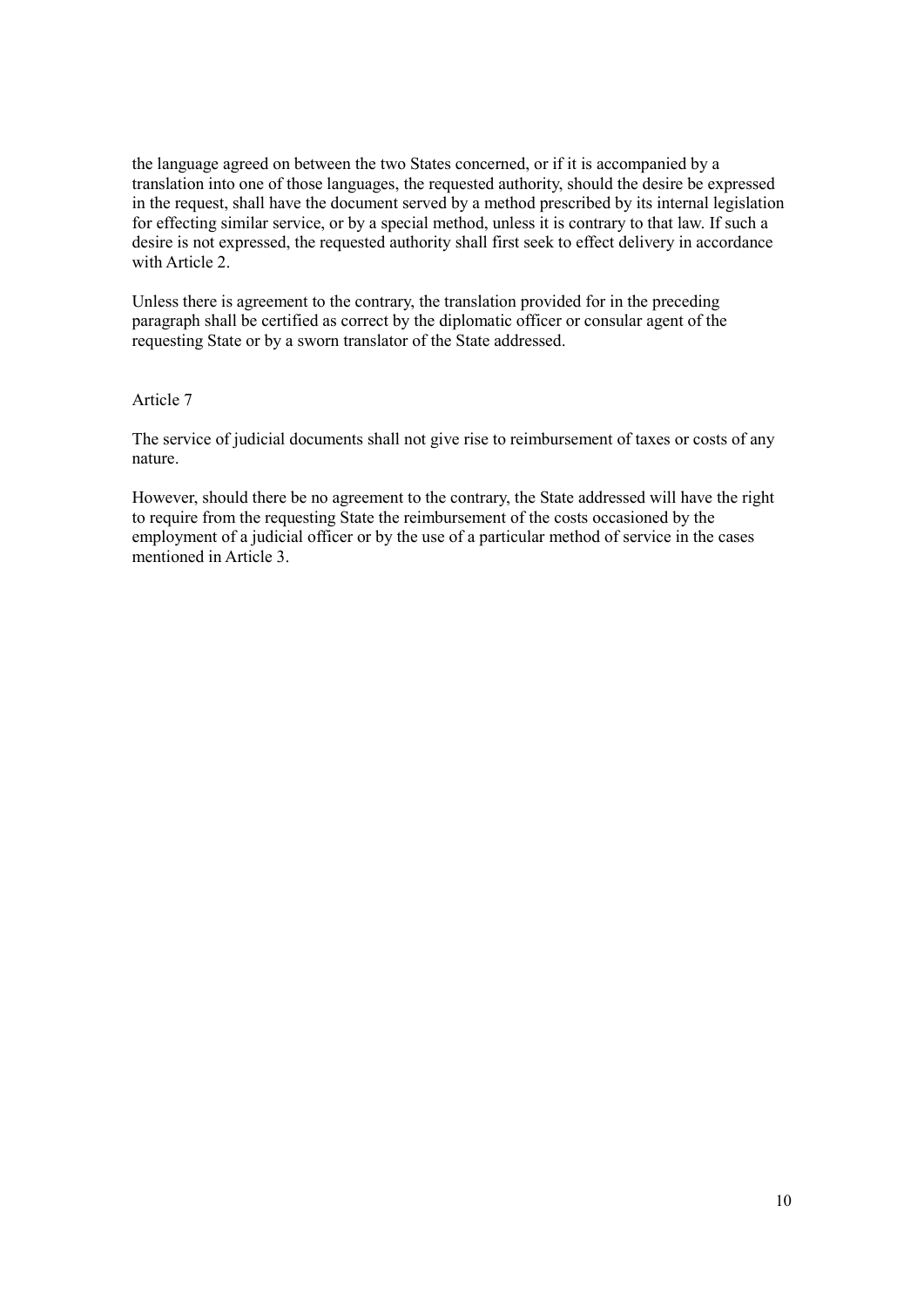the language agreed on between the two States concerned, or if it is accompanied by a translation into one of those languages, the requested authority, should the desire be expressed in the request, shall have the document served by a method prescribed by its internal legislation for effecting similar service, or by a special method, unless it is contrary to that law. If such a desire is not expressed, the requested authority shall first seek to effect delivery in accordance with Article 2.

Unless there is agreement to the contrary, the translation provided for in the preceding paragraph shall be certified as correct by the diplomatic officer or consular agent of the requesting State or by a sworn translator of the State addressed.

Article 7

The service of judicial documents shall not give rise to reimbursement of taxes or costs of any nature.

However, should there be no agreement to the contrary, the State addressed will have the right to require from the requesting State the reimbursement of the costs occasioned by the employment of a judicial officer or by the use of a particular method of service in the cases mentioned in Article 3.